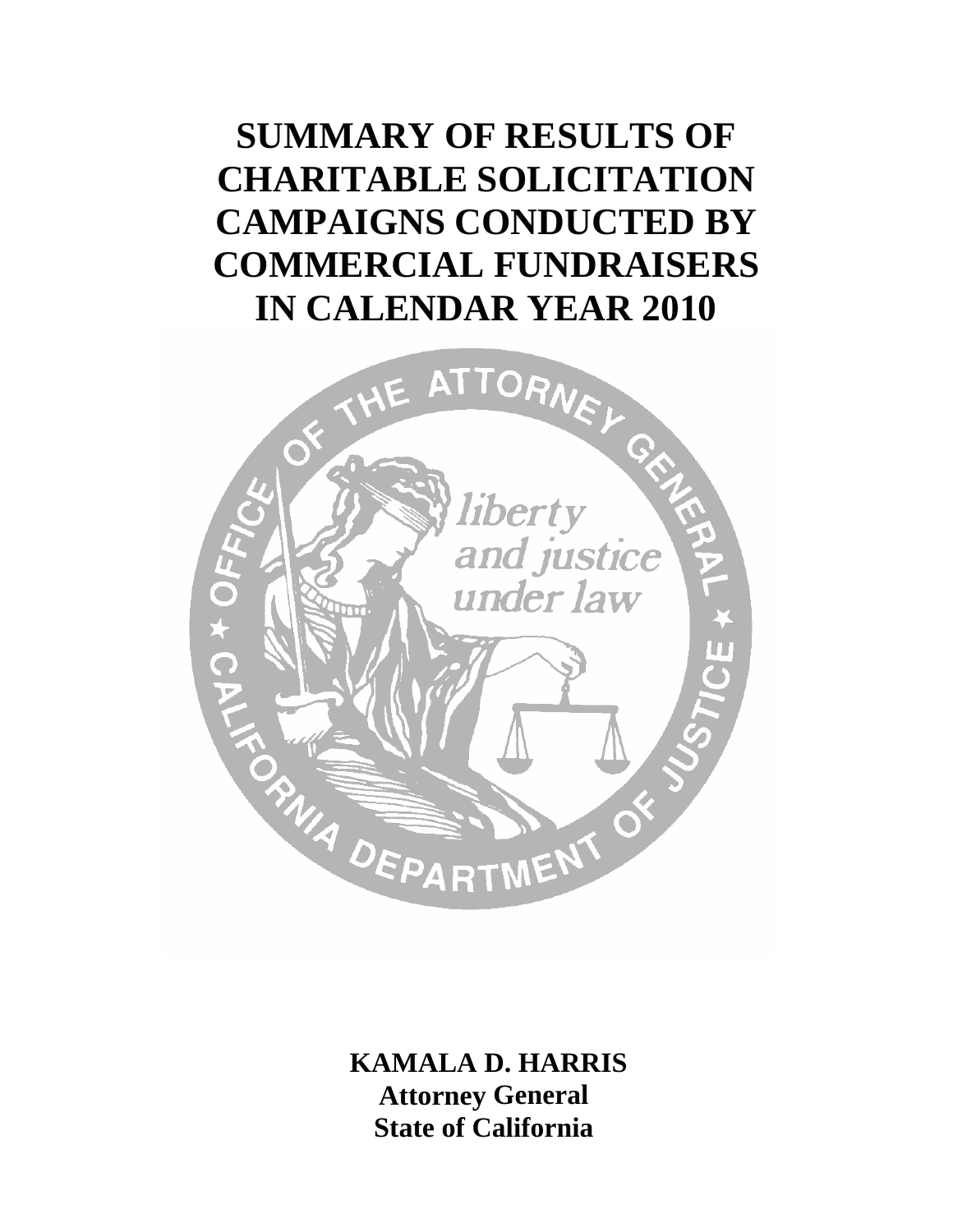# SUMMARY OF RESULTS OF CHARITABLE SOLICITATION CAMPAIGNS CONDUCTED BY COMMERCIAL FUNDRAISERS IN CALENDAR YEAR 2010

**KAMALA D. HARRIS**
**Attorney General**
**State of California**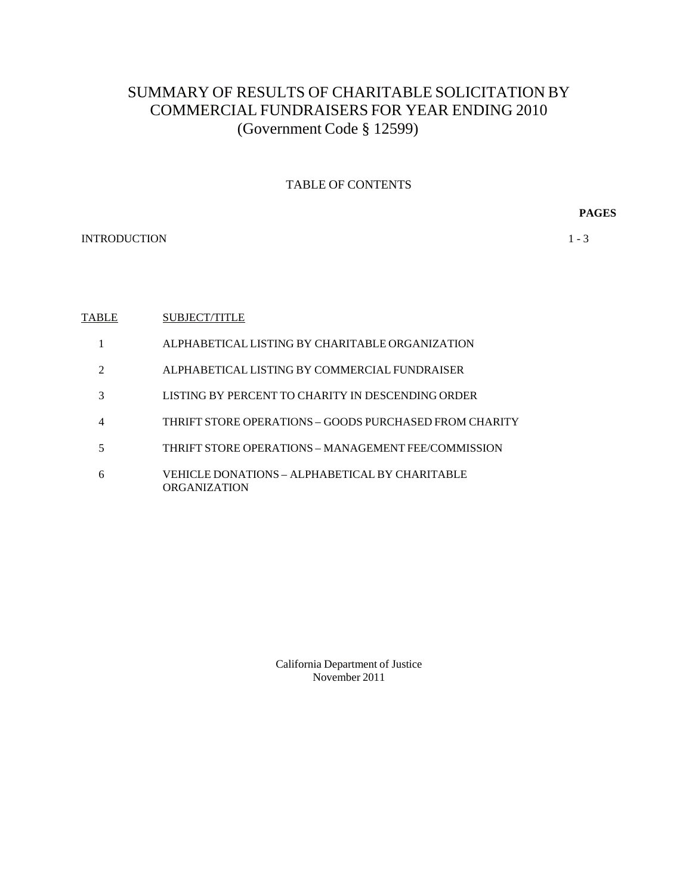# SUMMARY OF RESULTS OF CHARITABLE SOLICITATION BY COMMERCIAL FUNDRAISERS FOR YEAR ENDING 2010
(Government Code § 12599)

## TABLE OF CONTENTS

| | PAGES |
|---|---|
| INTRODUCTION | 1 - 3 |

| TABLE | SUBJECT/TITLE |
|---|---|
| 1 | ALPHABETICAL LISTING BY CHARITABLE ORGANIZATION |
| 2 | ALPHABETICAL LISTING BY COMMERCIAL FUNDRAISER |
| 3 | LISTING BY PERCENT TO CHARITY IN DESCENDING ORDER |
| 4 | THRIFT STORE OPERATIONS – GOODS PURCHASED FROM CHARITY |
| 5 | THRIFT STORE OPERATIONS – MANAGEMENT FEE/COMMISSION |
| 6 | VEHICLE DONATIONS – ALPHABETICAL BY CHARITABLE ORGANIZATION |

California Department of Justice
November 2011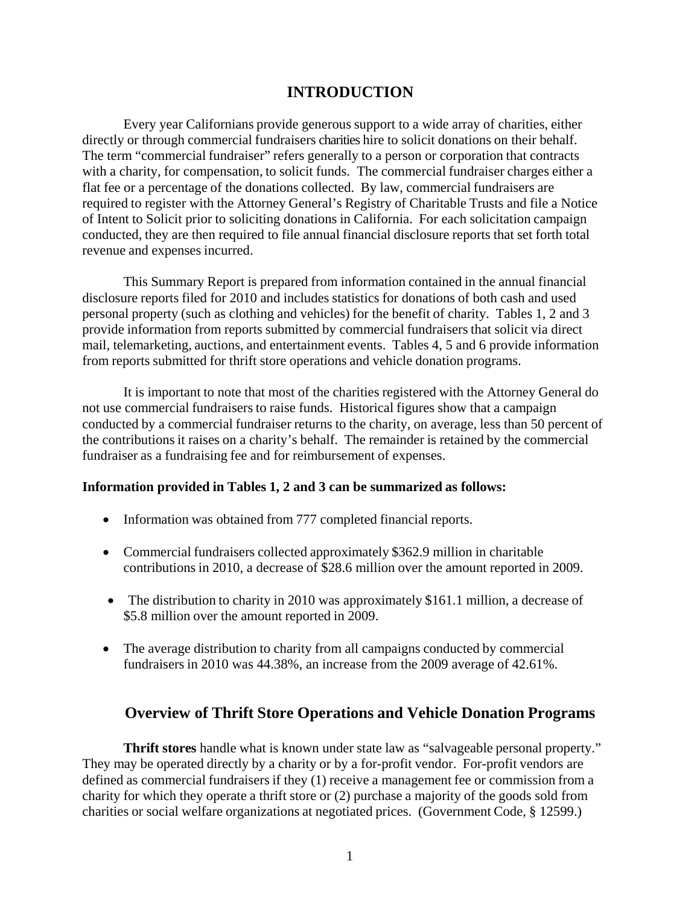# INTRODUCTION

Every year Californians provide generous support to a wide array of charities, either directly or through commercial fundraisers charities hire to solicit donations on their behalf. The term "commercial fundraiser" refers generally to a person or corporation that contracts with a charity, for compensation, to solicit funds. The commercial fundraiser charges either a flat fee or a percentage of the donations collected. By law, commercial fundraisers are required to register with the Attorney General's Registry of Charitable Trusts and file a Notice of Intent to Solicit prior to soliciting donations in California. For each solicitation campaign conducted, they are then required to file annual financial disclosure reports that set forth total revenue and expenses incurred.

This Summary Report is prepared from information contained in the annual financial disclosure reports filed for 2010 and includes statistics for donations of both cash and used personal property (such as clothing and vehicles) for the benefit of charity. Tables 1, 2 and 3 provide information from reports submitted by commercial fundraisers that solicit via direct mail, telemarketing, auctions, and entertainment events. Tables 4, 5 and 6 provide information from reports submitted for thrift store operations and vehicle donation programs.

It is important to note that most of the charities registered with the Attorney General do not use commercial fundraisers to raise funds. Historical figures show that a campaign conducted by a commercial fundraiser returns to the charity, on average, less than 50 percent of the contributions it raises on a charity's behalf. The remainder is retained by the commercial fundraiser as a fundraising fee and for reimbursement of expenses.

**Information provided in Tables 1, 2 and 3 can be summarized as follows:**

- Information was obtained from 777 completed financial reports.
- Commercial fundraisers collected approximately $362.9 million in charitable contributions in 2010, a decrease of $28.6 million over the amount reported in 2009.
- The distribution to charity in 2010 was approximately $161.1 million, a decrease of $5.8 million over the amount reported in 2009.
- The average distribution to charity from all campaigns conducted by commercial fundraisers in 2010 was 44.38%, an increase from the 2009 average of 42.61%.

## Overview of Thrift Store Operations and Vehicle Donation Programs

**Thrift stores** handle what is known under state law as "salvageable personal property." They may be operated directly by a charity or by a for-profit vendor. For-profit vendors are defined as commercial fundraisers if they (1) receive a management fee or commission from a charity for which they operate a thrift store or (2) purchase a majority of the goods sold from charities or social welfare organizations at negotiated prices. (Government Code, § 12599.)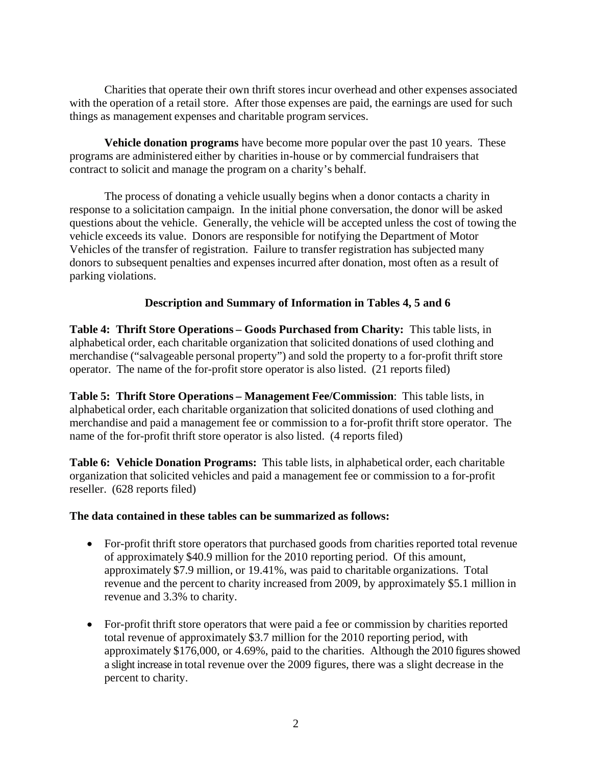Charities that operate their own thrift stores incur overhead and other expenses associated with the operation of a retail store. After those expenses are paid, the earnings are used for such things as management expenses and charitable program services.

**Vehicle donation programs** have become more popular over the past 10 years. These programs are administered either by charities in-house or by commercial fundraisers that contract to solicit and manage the program on a charity's behalf.

The process of donating a vehicle usually begins when a donor contacts a charity in response to a solicitation campaign. In the initial phone conversation, the donor will be asked questions about the vehicle. Generally, the vehicle will be accepted unless the cost of towing the vehicle exceeds its value. Donors are responsible for notifying the Department of Motor Vehicles of the transfer of registration. Failure to transfer registration has subjected many donors to subsequent penalties and expenses incurred after donation, most often as a result of parking violations.

### Description and Summary of Information in Tables 4, 5 and 6

**Table 4: Thrift Store Operations – Goods Purchased from Charity:** This table lists, in alphabetical order, each charitable organization that solicited donations of used clothing and merchandise ("salvageable personal property") and sold the property to a for-profit thrift store operator. The name of the for-profit store operator is also listed. (21 reports filed)

**Table 5: Thrift Store Operations – Management Fee/Commission**: This table lists, in alphabetical order, each charitable organization that solicited donations of used clothing and merchandise and paid a management fee or commission to a for-profit thrift store operator. The name of the for-profit thrift store operator is also listed. (4 reports filed)

**Table 6: Vehicle Donation Programs:** This table lists, in alphabetical order, each charitable organization that solicited vehicles and paid a management fee or commission to a for-profit reseller. (628 reports filed)

**The data contained in these tables can be summarized as follows:**

- For-profit thrift store operators that purchased goods from charities reported total revenue of approximately $40.9 million for the 2010 reporting period. Of this amount, approximately $7.9 million, or 19.41%, was paid to charitable organizations. Total revenue and the percent to charity increased from 2009, by approximately $5.1 million in revenue and 3.3% to charity.
- For-profit thrift store operators that were paid a fee or commission by charities reported total revenue of approximately $3.7 million for the 2010 reporting period, with approximately $176,000, or 4.69%, paid to the charities. Although the 2010 figures showed a slight increase in total revenue over the 2009 figures, there was a slight decrease in the percent to charity.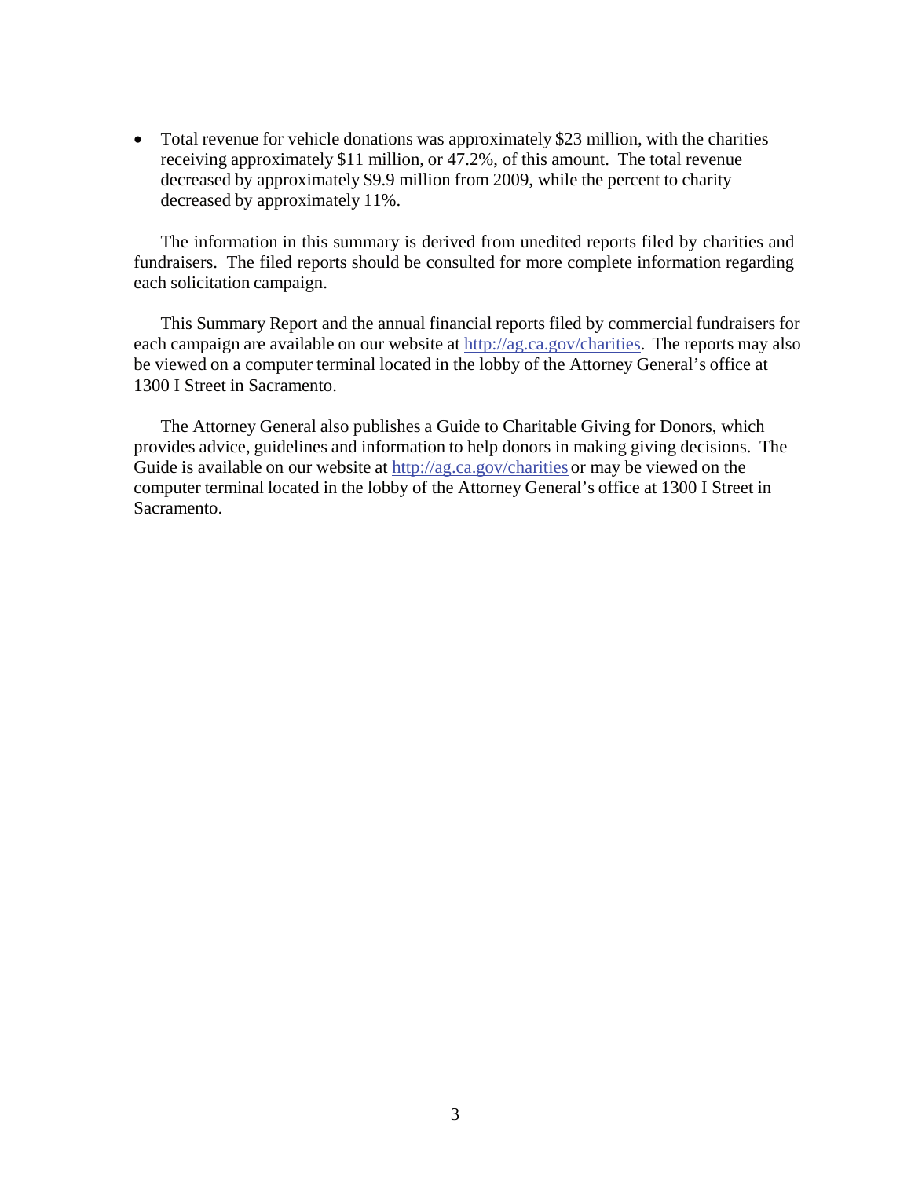- Total revenue for vehicle donations was approximately $23 million, with the charities receiving approximately $11 million, or 47.2%, of this amount. The total revenue decreased by approximately $9.9 million from 2009, while the percent to charity decreased by approximately 11%.

The information in this summary is derived from unedited reports filed by charities and fundraisers. The filed reports should be consulted for more complete information regarding each solicitation campaign.

This Summary Report and the annual financial reports filed by commercial fundraisers for each campaign are available on our website at http://ag.ca.gov/charities. The reports may also be viewed on a computer terminal located in the lobby of the Attorney General's office at 1300 I Street in Sacramento.

The Attorney General also publishes a Guide to Charitable Giving for Donors, which provides advice, guidelines and information to help donors in making giving decisions. The Guide is available on our website at http://ag.ca.gov/charities or may be viewed on the computer terminal located in the lobby of the Attorney General's office at 1300 I Street in Sacramento.